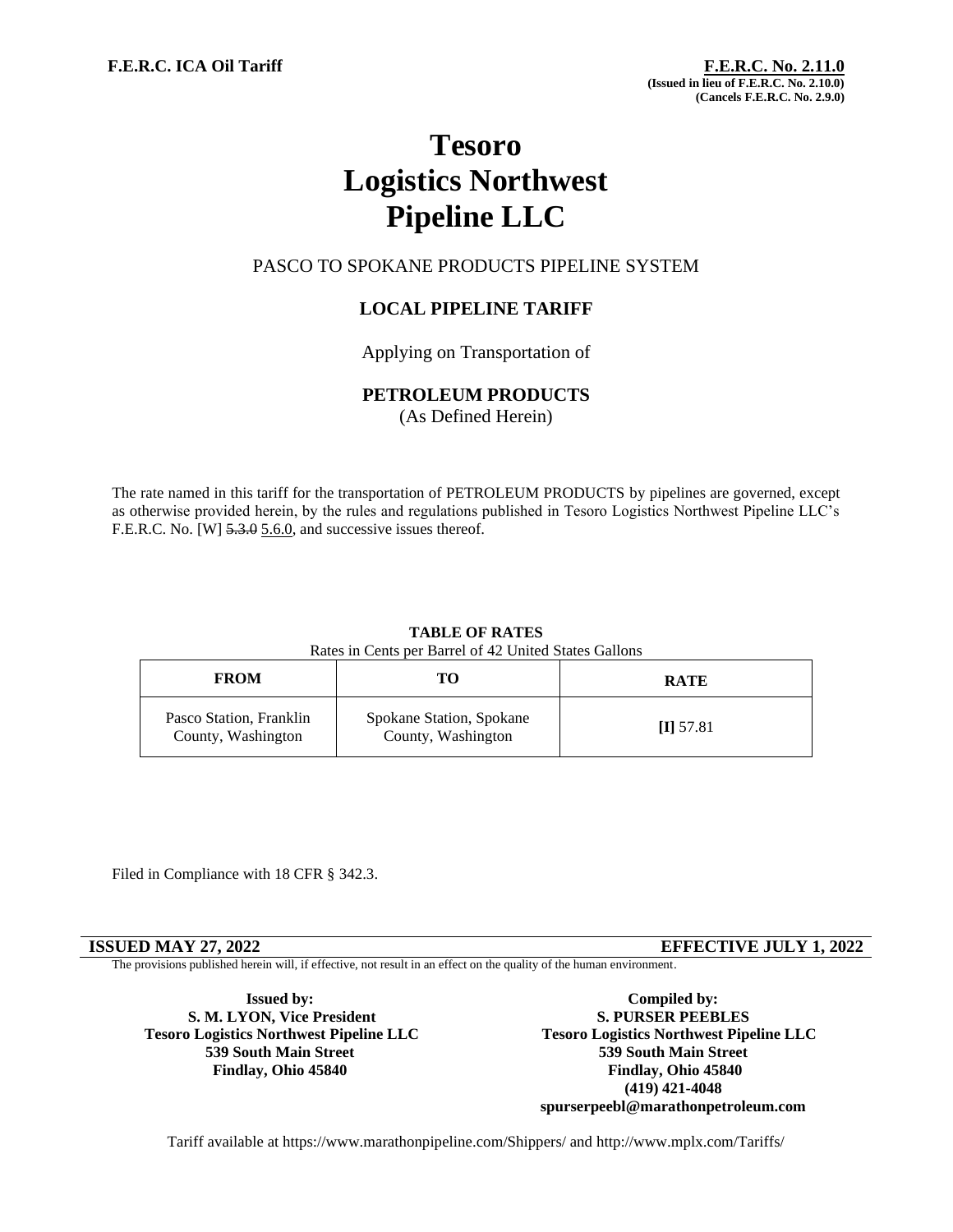**F.E.R.C. ICA Oil Tariff**

**F.E.R.C. No. 2.11.0**
**(Issued in lieu of F.E.R.C. No. 2.10.0)**
**(Cancels F.E.R.C. No. 2.9.0)**

# Tesoro Logistics Northwest Pipeline LLC

PASCO TO SPOKANE PRODUCTS PIPELINE SYSTEM

## LOCAL PIPELINE TARIFF

Applying on Transportation of

**PETROLEUM PRODUCTS**
(As Defined Herein)

The rate named in this tariff for the transportation of PETROLEUM PRODUCTS by pipelines are governed, except as otherwise provided herein, by the rules and regulations published in Tesoro Logistics Northwest Pipeline LLC's F.E.R.C. No. [W] ~~5.3.0~~ 5.6.0, and successive issues thereof.

**TABLE OF RATES**
Rates in Cents per Barrel of 42 United States Gallons

| FROM | TO | RATE |
|---|---|---|
| Pasco Station, Franklin County, Washington | Spokane Station, Spokane County, Washington | **[I]** 57.81 |

Filed in Compliance with 18 CFR § 342.3.

**ISSUED MAY 27, 2022** **EFFECTIVE JULY 1, 2022**

The provisions published herein will, if effective, not result in an effect on the quality of the human environment.

**Issued by:**
**S. M. LYON, Vice President**
**Tesoro Logistics Northwest Pipeline LLC**
**539 South Main Street**
**Findlay, Ohio 45840**

**Compiled by:**
**S. PURSER PEEBLES**
**Tesoro Logistics Northwest Pipeline LLC**
**539 South Main Street**
**Findlay, Ohio 45840**
**(419) 421-4048**
**spurserpeebl@marathonpetroleum.com**

Tariff available at https://www.marathonpipeline.com/Shippers/ and http://www.mplx.com/Tariffs/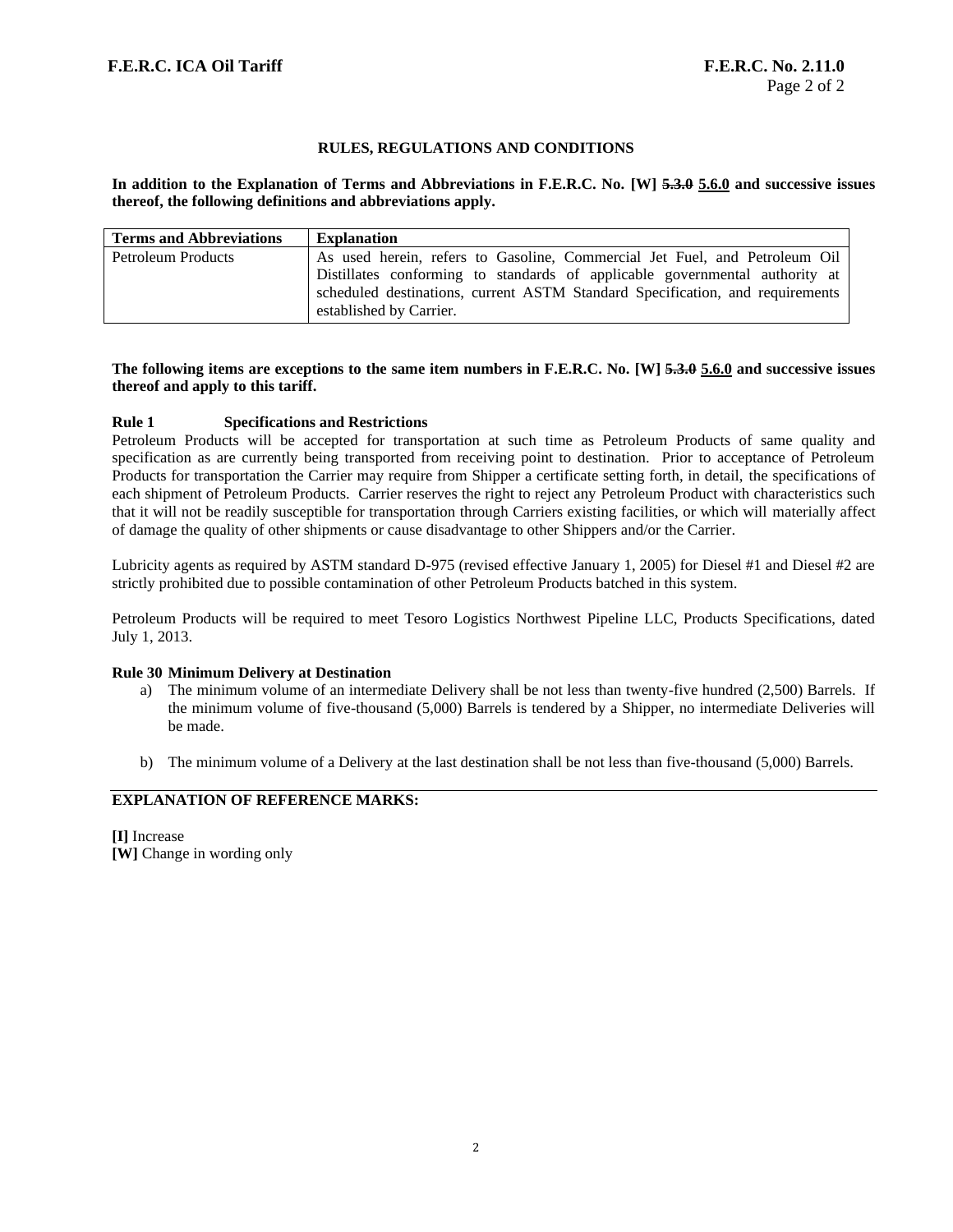**F.E.R.C. ICA Oil Tariff** **F.E.R.C. No. 2.11.0**

## RULES, REGULATIONS AND CONDITIONS

**In addition to the Explanation of Terms and Abbreviations in F.E.R.C. No. [W] ~~5.3.0~~ 5.6.0 and successive issues thereof, the following definitions and abbreviations apply.**

| Terms and Abbreviations | Explanation |
|---|---|
| Petroleum Products | As used herein, refers to Gasoline, Commercial Jet Fuel, and Petroleum Oil Distillates conforming to standards of applicable governmental authority at scheduled destinations, current ASTM Standard Specification, and requirements established by Carrier. |

**The following items are exceptions to the same item numbers in F.E.R.C. No. [W] ~~5.3.0~~ 5.6.0 and successive issues thereof and apply to this tariff.**

**Rule 1 Specifications and Restrictions**

Petroleum Products will be accepted for transportation at such time as Petroleum Products of same quality and specification as are currently being transported from receiving point to destination. Prior to acceptance of Petroleum Products for transportation the Carrier may require from Shipper a certificate setting forth, in detail, the specifications of each shipment of Petroleum Products. Carrier reserves the right to reject any Petroleum Product with characteristics such that it will not be readily susceptible for transportation through Carriers existing facilities, or which will materially affect of damage the quality of other shipments or cause disadvantage to other Shippers and/or the Carrier.

Lubricity agents as required by ASTM standard D-975 (revised effective January 1, 2005) for Diesel #1 and Diesel #2 are strictly prohibited due to possible contamination of other Petroleum Products batched in this system.

Petroleum Products will be required to meet Tesoro Logistics Northwest Pipeline LLC, Products Specifications, dated July 1, 2013.

**Rule 30 Minimum Delivery at Destination**

a) The minimum volume of an intermediate Delivery shall be not less than twenty-five hundred (2,500) Barrels. If the minimum volume of five-thousand (5,000) Barrels is tendered by a Shipper, no intermediate Deliveries will be made.

b) The minimum volume of a Delivery at the last destination shall be not less than five-thousand (5,000) Barrels.

**EXPLANATION OF REFERENCE MARKS:**

**[I]** Increase
**[W]** Change in wording only